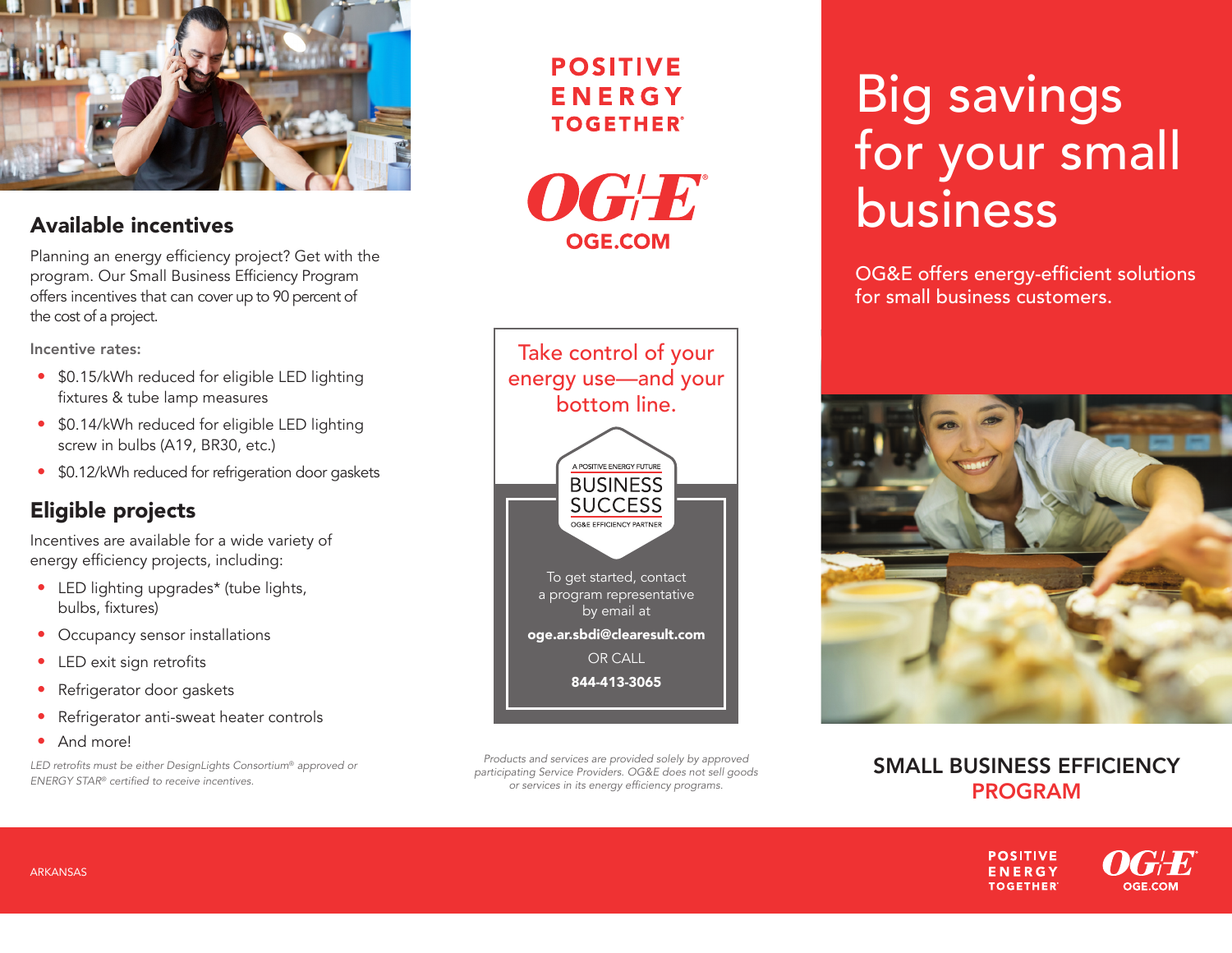# Big savings for your small business

OG&E offers energy-efficient solutions for small business customers.

## SMALL BUSINESS EFFICIENCY PROGRAM

## Available incentives

Planning an energy efficiency project? Get with the program. Our Small Business Efficiency Program offers incentives that can cover up to 90 percent of the cost of a project.

**Incentive rates:**

- $0.15/kWh reduced for eligible LED lighting fixtures & tube lamp measures
- $0.14/kWh reduced for eligible LED lighting screw in bulbs (A19, BR30, etc.)
- $0.12/kWh reduced for refrigeration door gaskets

## Eligible projects

Incentives are available for a wide variety of energy efficiency projects, including:

- LED lighting upgrades* (tube lights, bulbs, fixtures)
- Occupancy sensor installations
- LED exit sign retrofits
- Refrigerator door gaskets
- Refrigerator anti-sweat heater controls
- And more!

*LED retrofits must be either DesignLights Consortium® approved or ENERGY STAR® certified to receive incentives.*

POSITIVE ENERGY TOGETHER®

OG&E

OGE.COM

Take control of your energy use—and your bottom line.

A POSITIVE ENERGY FUTURE
BUSINESS SUCCESS
OG&E EFFICIENCY PARTNER

To get started, contact a program representative by email at

**oge.ar.sbdi@clearesult.com**

OR CALL

**844-413-3065**

*Products and services are provided solely by approved participating Service Providers. OG&E does not sell goods or services in its energy efficiency programs.*

ARKANSAS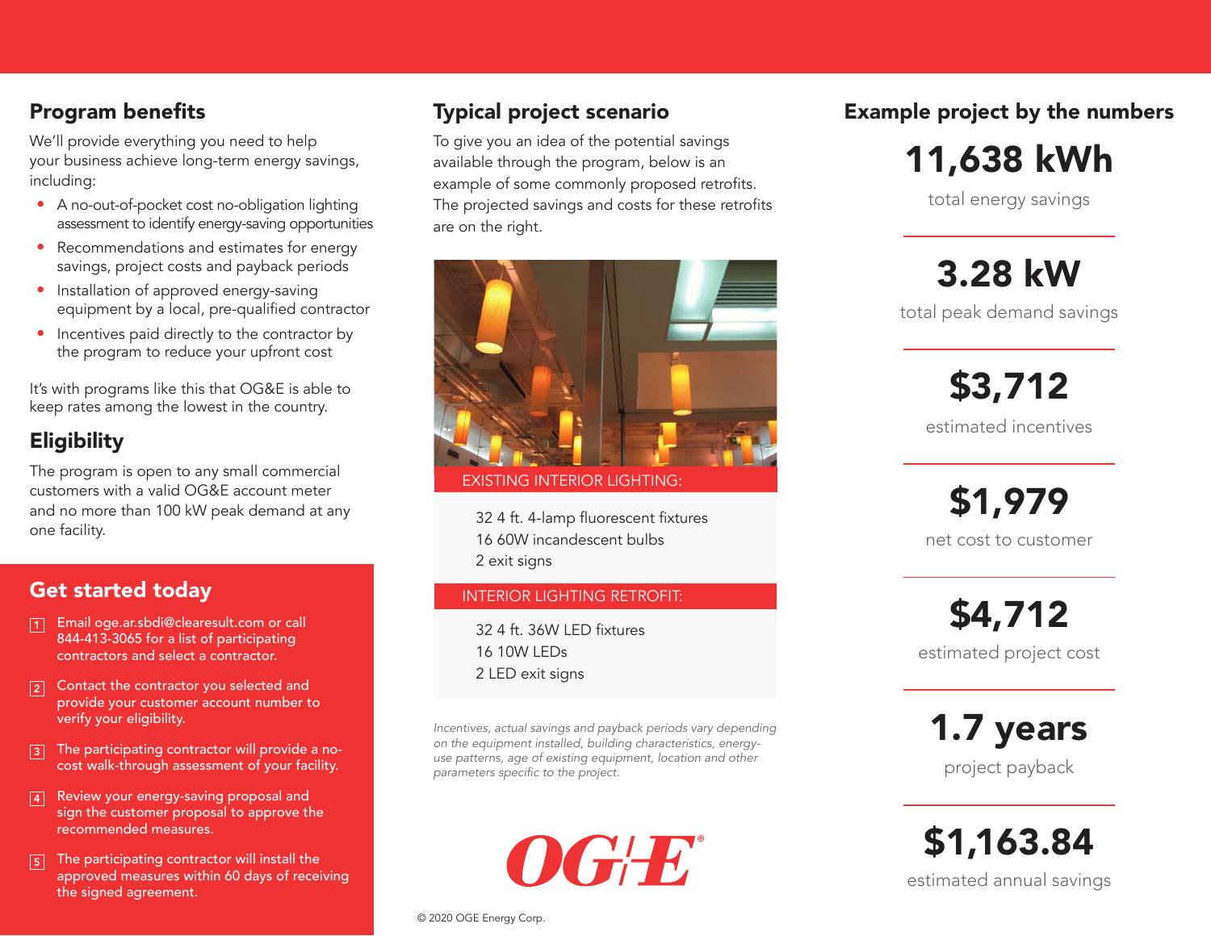## Program benefits

We'll provide everything you need to help your business achieve long-term energy savings, including:

- A no-out-of-pocket cost no-obligation lighting assessment to identify energy-saving opportunities
- Recommendations and estimates for energy savings, project costs and payback periods
- Installation of approved energy-saving equipment by a local, pre-qualified contractor
- Incentives paid directly to the contractor by the program to reduce your upfront cost

It's with programs like this that OG&E is able to keep rates among the lowest in the country.

## Eligibility

The program is open to any small commercial customers with a valid OG&E account meter and no more than 100 kW peak demand at any one facility.

## Get started today

1. Email oge.ar.sbdi@clearesult.com or call 844-413-3065 for a list of participating contractors and select a contractor.
2. Contact the contractor you selected and provide your customer account number to verify your eligibility.
3. The participating contractor will provide a no-cost walk-through assessment of your facility.
4. Review your energy-saving proposal and sign the customer proposal to approve the recommended measures.
5. The participating contractor will install the approved measures within 60 days of receiving the signed agreement.

## Typical project scenario

To give you an idea of the potential savings available through the program, below is an example of some commonly proposed retrofits. The projected savings and costs for these retrofits are on the right.

EXISTING INTERIOR LIGHTING:

32 4 ft. 4-lamp fluorescent fixtures
16 60W incandescent bulbs
2 exit signs

INTERIOR LIGHTING RETROFIT:

32 4 ft. 36W LED fixtures
16 10W LEDs
2 LED exit signs

*Incentives, actual savings and payback periods vary depending on the equipment installed, building characteristics, energy-use patterns, age of existing equipment, location and other parameters specific to the project.*

OG&E®

© 2020 OGE Energy Corp.

## Example project by the numbers

**11,638 kWh**
total energy savings

**3.28 kW**
total peak demand savings

**$3,712**
estimated incentives

**$1,979**
net cost to customer

**$4,712**
estimated project cost

**1.7 years**
project payback

**$1,163.84**
estimated annual savings